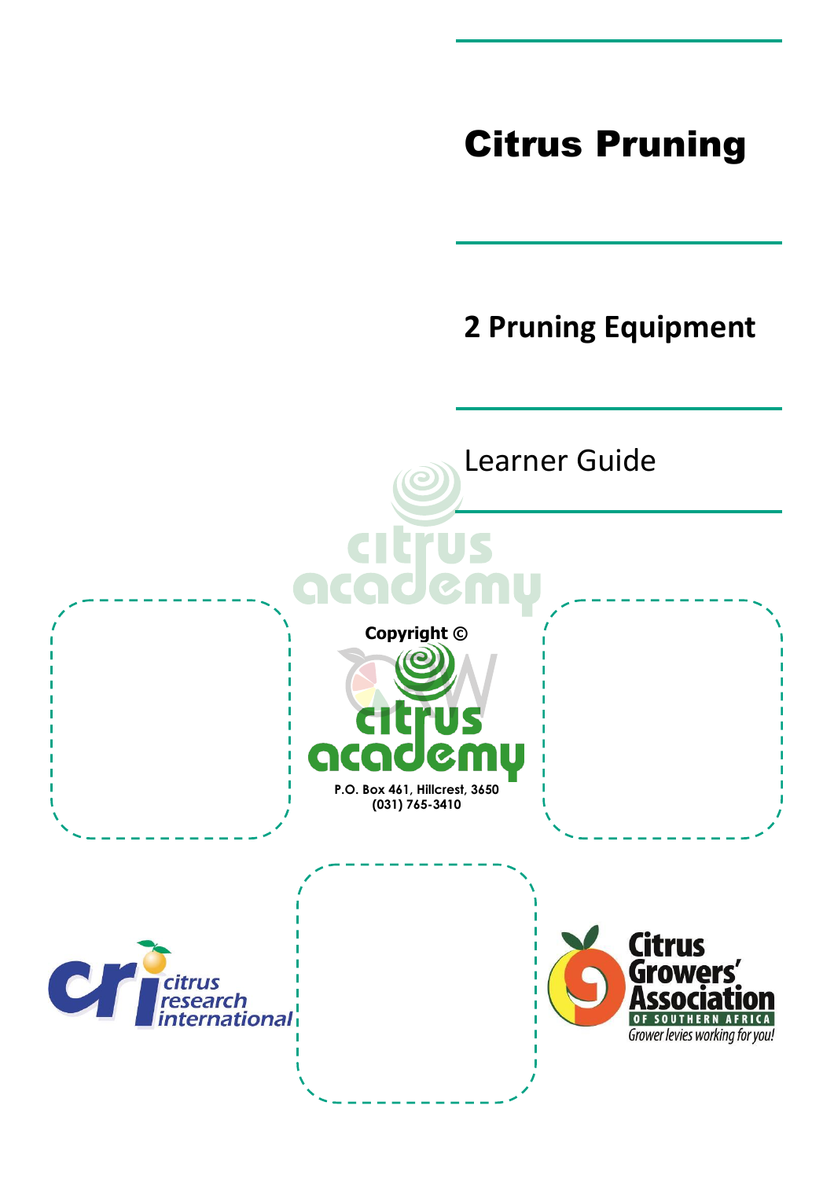# Citrus Pruning

## 2 Pruning Equipment

Learner Guide

**Copyright ©**

citrus academy

**P.O. Box 461, Hillcrest, 3650**
**(031) 765-3410**

citrus research international

Citrus Growers' Association OF SOUTHERN AFRICA

Grower levies working for you!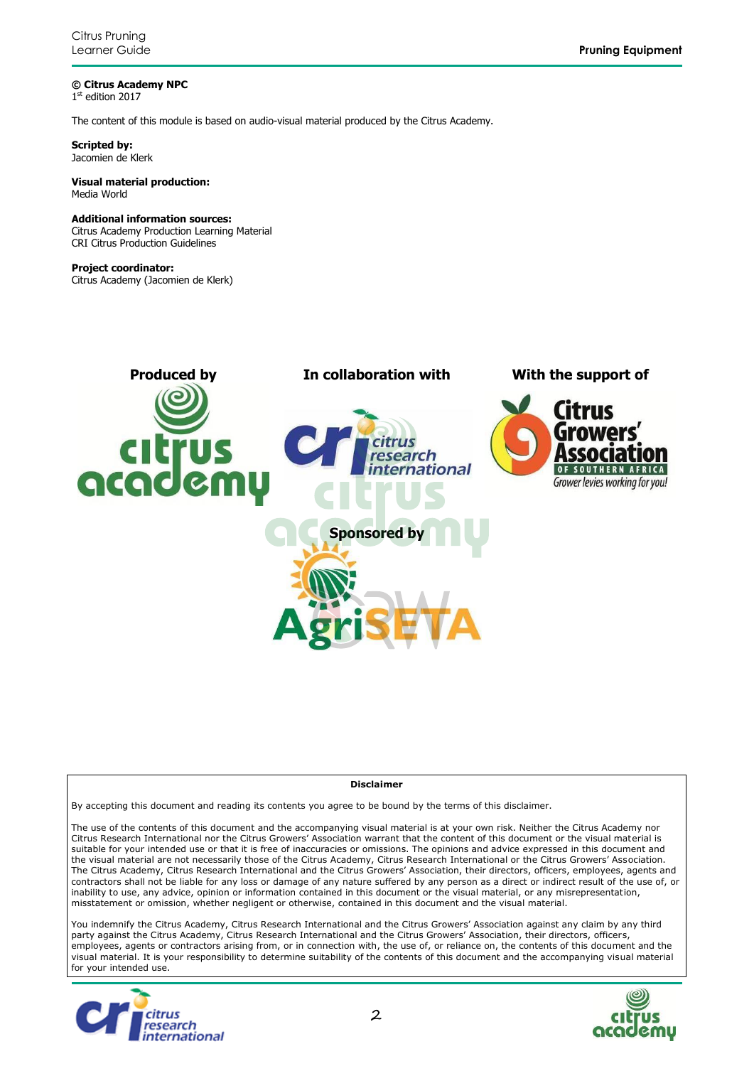**© Citrus Academy NPC**
1st edition 2017

The content of this module is based on audio-visual material produced by the Citrus Academy.

**Scripted by:**
Jacomien de Klerk

**Visual material production:**
Media World

**Additional information sources:**
Citrus Academy Production Learning Material
CRI Citrus Production Guidelines

**Project coordinator:**
Citrus Academy (Jacomien de Klerk)

**Produced by** | **In collaboration with** | **With the support of**

**Sponsored by**

**Disclaimer**

By accepting this document and reading its contents you agree to be bound by the terms of this disclaimer.

The use of the contents of this document and the accompanying visual material is at your own risk. Neither the Citrus Academy nor Citrus Research International nor the Citrus Growers' Association warrant that the content of this document or the visual material is suitable for your intended use or that it is free of inaccuracies or omissions. The opinions and advice expressed in this document and the visual material are not necessarily those of the Citrus Academy, Citrus Research International or the Citrus Growers' Association. The Citrus Academy, Citrus Research International and the Citrus Growers' Association, their directors, officers, employees, agents and contractors shall not be liable for any loss or damage of any nature suffered by any person as a direct or indirect result of the use of, or inability to use, any advice, opinion or information contained in this document or the visual material, or any misrepresentation, misstatement or omission, whether negligent or otherwise, contained in this document and the visual material.

You indemnify the Citrus Academy, Citrus Research International and the Citrus Growers' Association against any claim by any third party against the Citrus Academy, Citrus Research International and the Citrus Growers' Association, their directors, officers, employees, agents or contractors arising from, or in connection with, the use of, or reliance on, the contents of this document and the visual material. It is your responsibility to determine suitability of the contents of this document and the accompanying visual material for your intended use.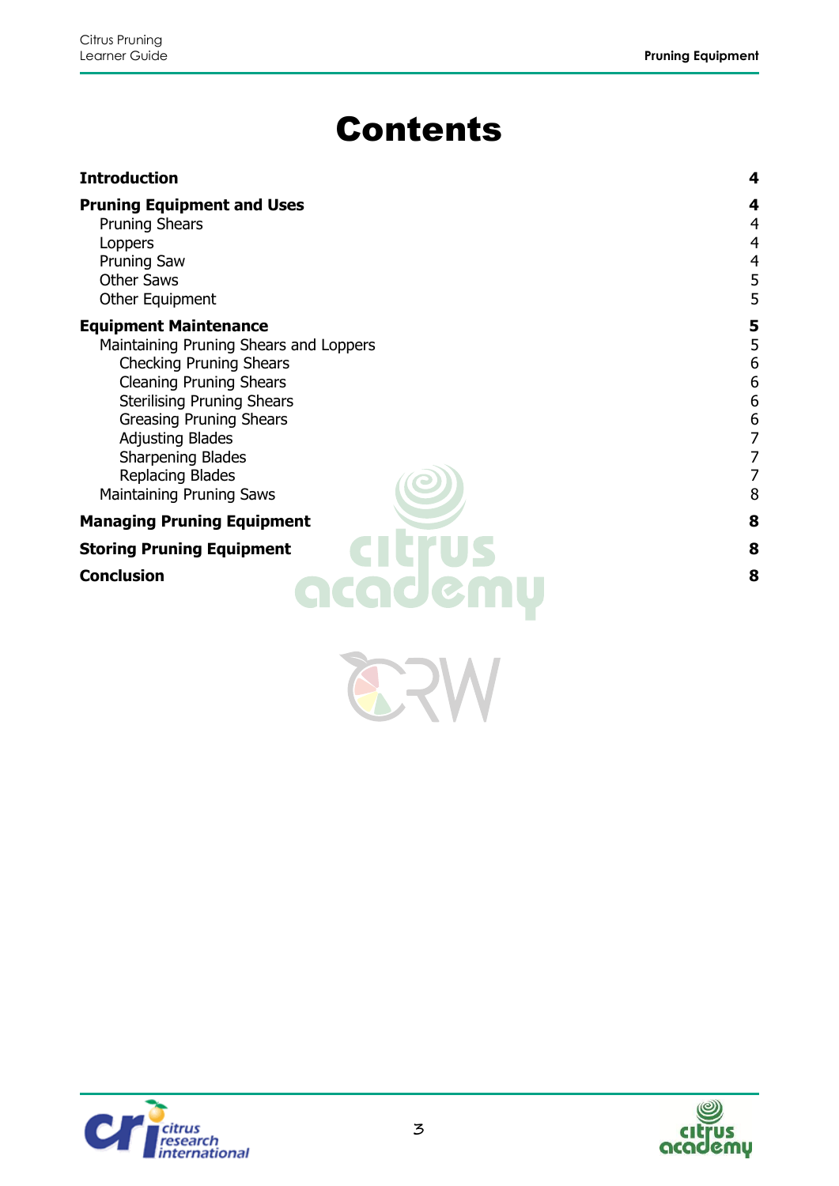# Contents

| | |
|---|---|
| **Introduction** | **4** |
| **Pruning Equipment and Uses** | **4** |
| Pruning Shears | 4 |
| Loppers | 4 |
| Pruning Saw | 4 |
| Other Saws | 5 |
| Other Equipment | 5 |
| **Equipment Maintenance** | **5** |
| Maintaining Pruning Shears and Loppers | 5 |
| Checking Pruning Shears | 6 |
| Cleaning Pruning Shears | 6 |
| Sterilising Pruning Shears | 6 |
| Greasing Pruning Shears | 6 |
| Adjusting Blades | 7 |
| Sharpening Blades | 7 |
| Replacing Blades | 7 |
| Maintaining Pruning Saws | 8 |
| **Managing Pruning Equipment** | **8** |
| **Storing Pruning Equipment** | **8** |
| **Conclusion** | **8** |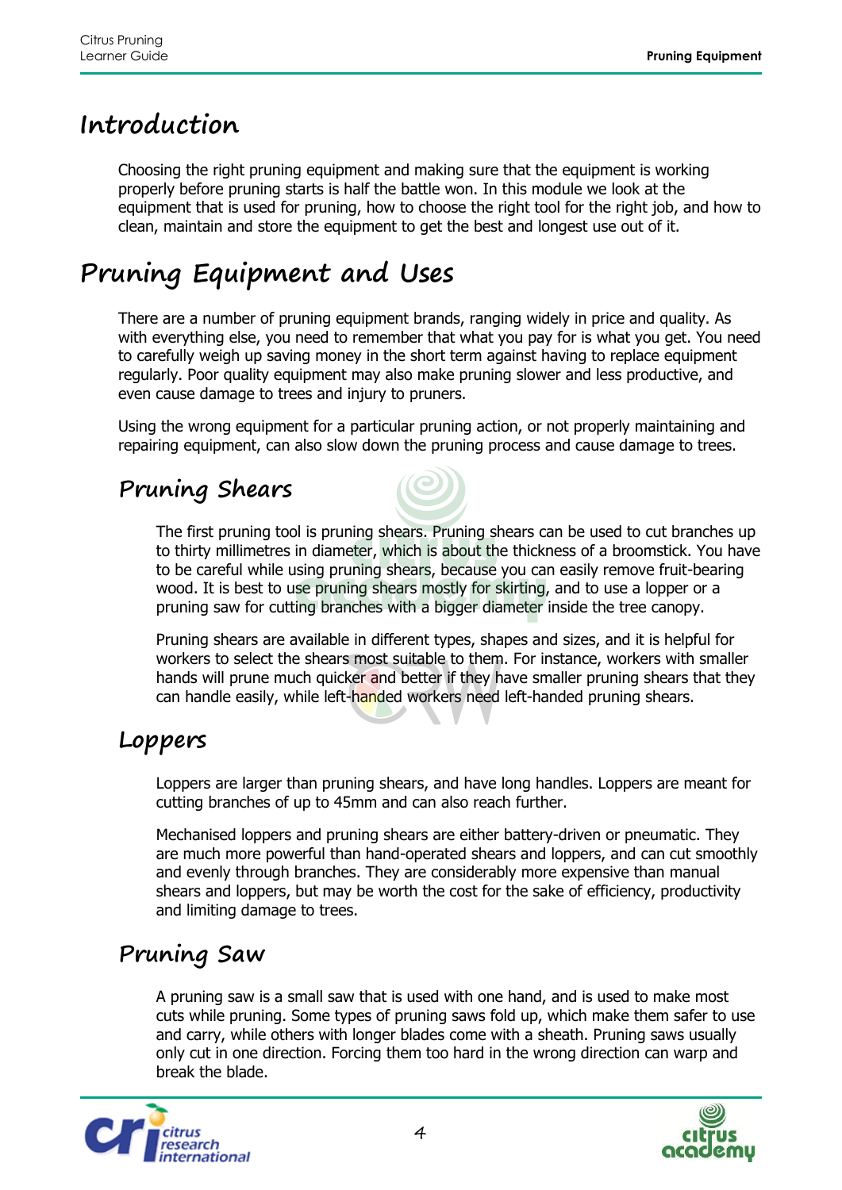# Introduction

Choosing the right pruning equipment and making sure that the equipment is working properly before pruning starts is half the battle won. In this module we look at the equipment that is used for pruning, how to choose the right tool for the right job, and how to clean, maintain and store the equipment to get the best and longest use out of it.

# Pruning Equipment and Uses

There are a number of pruning equipment brands, ranging widely in price and quality. As with everything else, you need to remember that what you pay for is what you get. You need to carefully weigh up saving money in the short term against having to replace equipment regularly. Poor quality equipment may also make pruning slower and less productive, and even cause damage to trees and injury to pruners.

Using the wrong equipment for a particular pruning action, or not properly maintaining and repairing equipment, can also slow down the pruning process and cause damage to trees.

## Pruning Shears

The first pruning tool is pruning shears. Pruning shears can be used to cut branches up to thirty millimetres in diameter, which is about the thickness of a broomstick. You have to be careful while using pruning shears, because you can easily remove fruit-bearing wood. It is best to use pruning shears mostly for skirting, and to use a lopper or a pruning saw for cutting branches with a bigger diameter inside the tree canopy.

Pruning shears are available in different types, shapes and sizes, and it is helpful for workers to select the shears most suitable to them. For instance, workers with smaller hands will prune much quicker and better if they have smaller pruning shears that they can handle easily, while left-handed workers need left-handed pruning shears.

## Loppers

Loppers are larger than pruning shears, and have long handles. Loppers are meant for cutting branches of up to 45mm and can also reach further.

Mechanised loppers and pruning shears are either battery-driven or pneumatic. They are much more powerful than hand-operated shears and loppers, and can cut smoothly and evenly through branches. They are considerably more expensive than manual shears and loppers, but may be worth the cost for the sake of efficiency, productivity and limiting damage to trees.

## Pruning Saw

A pruning saw is a small saw that is used with one hand, and is used to make most cuts while pruning. Some types of pruning saws fold up, which make them safer to use and carry, while others with longer blades come with a sheath. Pruning saws usually only cut in one direction. Forcing them too hard in the wrong direction can warp and break the blade.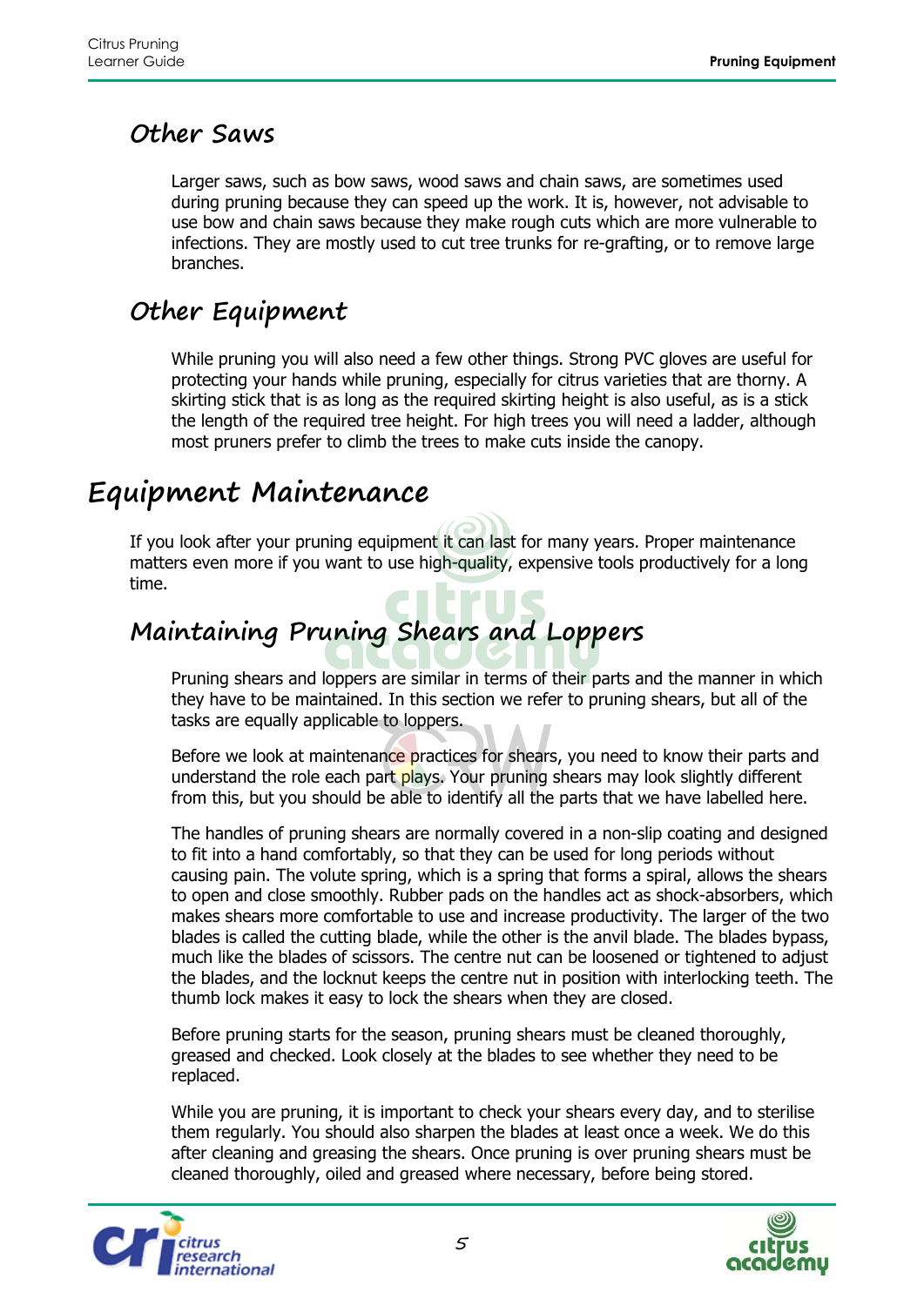### Other Saws

Larger saws, such as bow saws, wood saws and chain saws, are sometimes used during pruning because they can speed up the work. It is, however, not advisable to use bow and chain saws because they make rough cuts which are more vulnerable to infections. They are mostly used to cut tree trunks for re-grafting, or to remove large branches.

### Other Equipment

While pruning you will also need a few other things. Strong PVC gloves are useful for protecting your hands while pruning, especially for citrus varieties that are thorny. A skirting stick that is as long as the required skirting height is also useful, as is a stick the length of the required tree height. For high trees you will need a ladder, although most pruners prefer to climb the trees to make cuts inside the canopy.

## Equipment Maintenance

If you look after your pruning equipment it can last for many years. Proper maintenance matters even more if you want to use high-quality, expensive tools productively for a long time.

### Maintaining Pruning Shears and Loppers

Pruning shears and loppers are similar in terms of their parts and the manner in which they have to be maintained. In this section we refer to pruning shears, but all of the tasks are equally applicable to loppers.

Before we look at maintenance practices for shears, you need to know their parts and understand the role each part plays. Your pruning shears may look slightly different from this, but you should be able to identify all the parts that we have labelled here.

The handles of pruning shears are normally covered in a non-slip coating and designed to fit into a hand comfortably, so that they can be used for long periods without causing pain. The volute spring, which is a spring that forms a spiral, allows the shears to open and close smoothly. Rubber pads on the handles act as shock-absorbers, which makes shears more comfortable to use and increase productivity. The larger of the two blades is called the cutting blade, while the other is the anvil blade. The blades bypass, much like the blades of scissors. The centre nut can be loosened or tightened to adjust the blades, and the locknut keeps the centre nut in position with interlocking teeth. The thumb lock makes it easy to lock the shears when they are closed.

Before pruning starts for the season, pruning shears must be cleaned thoroughly, greased and checked. Look closely at the blades to see whether they need to be replaced.

While you are pruning, it is important to check your shears every day, and to sterilise them regularly. You should also sharpen the blades at least once a week. We do this after cleaning and greasing the shears. Once pruning is over pruning shears must be cleaned thoroughly, oiled and greased where necessary, before being stored.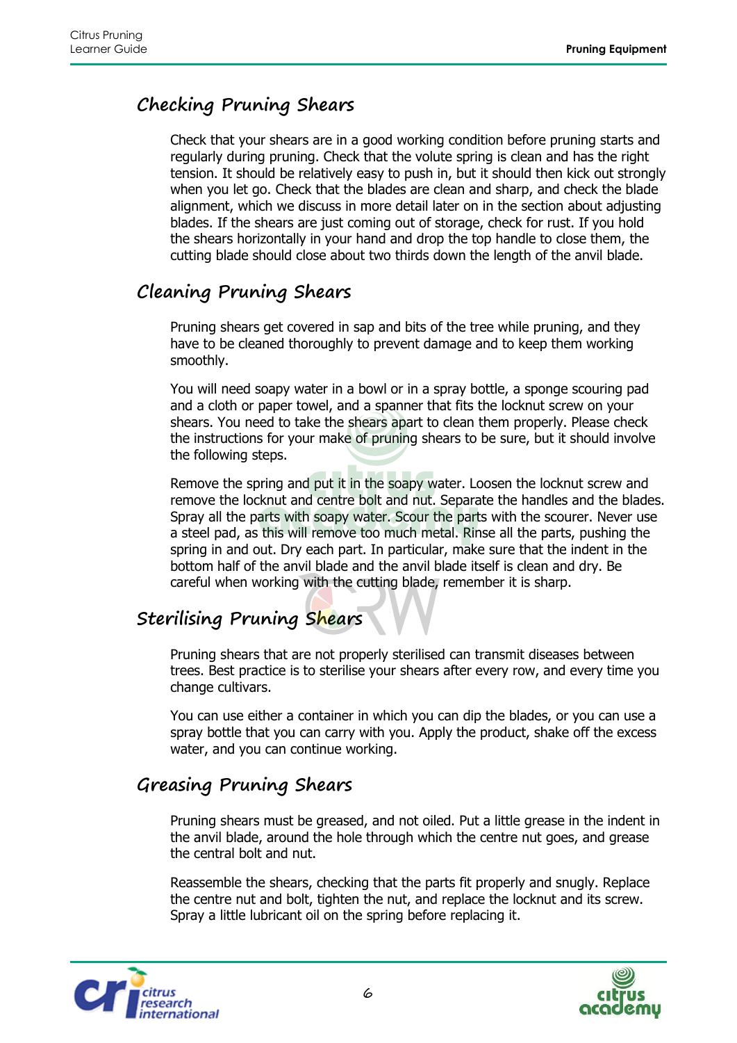## Checking Pruning Shears

Check that your shears are in a good working condition before pruning starts and regularly during pruning. Check that the volute spring is clean and has the right tension. It should be relatively easy to push in, but it should then kick out strongly when you let go. Check that the blades are clean and sharp, and check the blade alignment, which we discuss in more detail later on in the section about adjusting blades. If the shears are just coming out of storage, check for rust. If you hold the shears horizontally in your hand and drop the top handle to close them, the cutting blade should close about two thirds down the length of the anvil blade.

## Cleaning Pruning Shears

Pruning shears get covered in sap and bits of the tree while pruning, and they have to be cleaned thoroughly to prevent damage and to keep them working smoothly.

You will need soapy water in a bowl or in a spray bottle, a sponge scouring pad and a cloth or paper towel, and a spanner that fits the locknut screw on your shears. You need to take the shears apart to clean them properly. Please check the instructions for your make of pruning shears to be sure, but it should involve the following steps.

Remove the spring and put it in the soapy water. Loosen the locknut screw and remove the locknut and centre bolt and nut. Separate the handles and the blades. Spray all the parts with soapy water. Scour the parts with the scourer. Never use a steel pad, as this will remove too much metal. Rinse all the parts, pushing the spring in and out. Dry each part. In particular, make sure that the indent in the bottom half of the anvil blade and the anvil blade itself is clean and dry. Be careful when working with the cutting blade, remember it is sharp.

## Sterilising Pruning Shears

Pruning shears that are not properly sterilised can transmit diseases between trees. Best practice is to sterilise your shears after every row, and every time you change cultivars.

You can use either a container in which you can dip the blades, or you can use a spray bottle that you can carry with you. Apply the product, shake off the excess water, and you can continue working.

## Greasing Pruning Shears

Pruning shears must be greased, and not oiled. Put a little grease in the indent in the anvil blade, around the hole through which the centre nut goes, and grease the central bolt and nut.

Reassemble the shears, checking that the parts fit properly and snugly. Replace the centre nut and bolt, tighten the nut, and replace the locknut and its screw. Spray a little lubricant oil on the spring before replacing it.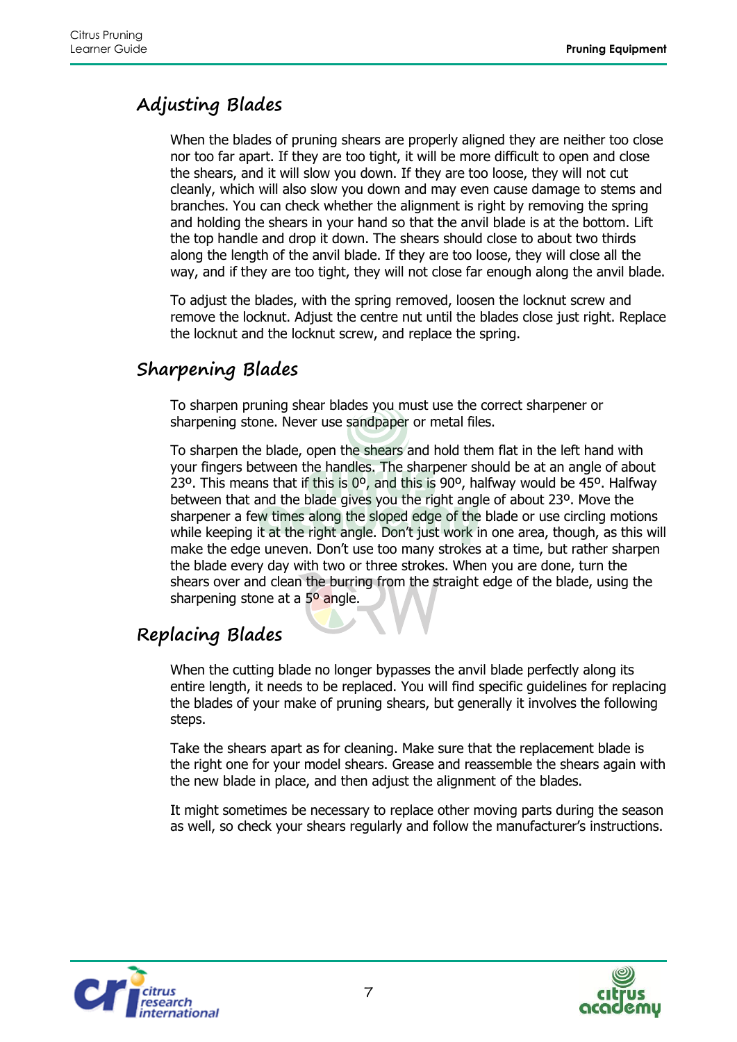## Adjusting Blades

When the blades of pruning shears are properly aligned they are neither too close nor too far apart. If they are too tight, it will be more difficult to open and close the shears, and it will slow you down. If they are too loose, they will not cut cleanly, which will also slow you down and may even cause damage to stems and branches. You can check whether the alignment is right by removing the spring and holding the shears in your hand so that the anvil blade is at the bottom. Lift the top handle and drop it down. The shears should close to about two thirds along the length of the anvil blade. If they are too loose, they will close all the way, and if they are too tight, they will not close far enough along the anvil blade.

To adjust the blades, with the spring removed, loosen the locknut screw and remove the locknut. Adjust the centre nut until the blades close just right. Replace the locknut and the locknut screw, and replace the spring.

## Sharpening Blades

To sharpen pruning shear blades you must use the correct sharpener or sharpening stone. Never use sandpaper or metal files.

To sharpen the blade, open the shears and hold them flat in the left hand with your fingers between the handles. The sharpener should be at an angle of about 23º. This means that if this is 0º, and this is 90º, halfway would be 45º. Halfway between that and the blade gives you the right angle of about 23º. Move the sharpener a few times along the sloped edge of the blade or use circling motions while keeping it at the right angle. Don't just work in one area, though, as this will make the edge uneven. Don't use too many strokes at a time, but rather sharpen the blade every day with two or three strokes. When you are done, turn the shears over and clean the burring from the straight edge of the blade, using the sharpening stone at a 5º angle.

## Replacing Blades

When the cutting blade no longer bypasses the anvil blade perfectly along its entire length, it needs to be replaced. You will find specific guidelines for replacing the blades of your make of pruning shears, but generally it involves the following steps.

Take the shears apart as for cleaning. Make sure that the replacement blade is the right one for your model shears. Grease and reassemble the shears again with the new blade in place, and then adjust the alignment of the blades.

It might sometimes be necessary to replace other moving parts during the season as well, so check your shears regularly and follow the manufacturer's instructions.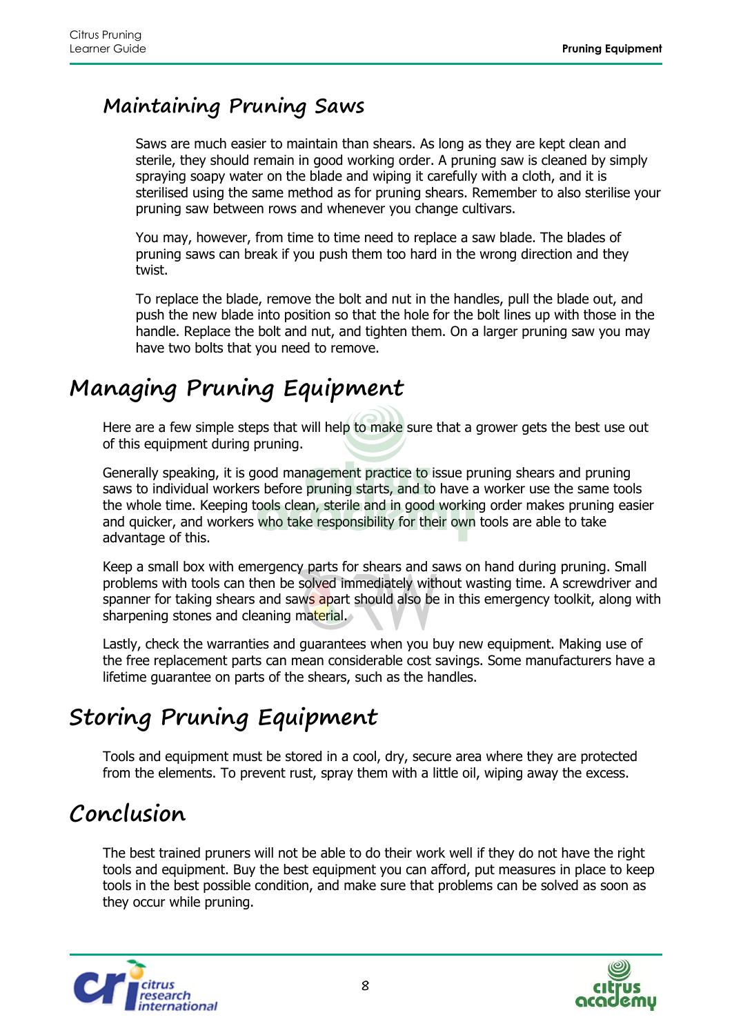## Maintaining Pruning Saws

Saws are much easier to maintain than shears. As long as they are kept clean and sterile, they should remain in good working order. A pruning saw is cleaned by simply spraying soapy water on the blade and wiping it carefully with a cloth, and it is sterilised using the same method as for pruning shears. Remember to also sterilise your pruning saw between rows and whenever you change cultivars.

You may, however, from time to time need to replace a saw blade. The blades of pruning saws can break if you push them too hard in the wrong direction and they twist.

To replace the blade, remove the bolt and nut in the handles, pull the blade out, and push the new blade into position so that the hole for the bolt lines up with those in the handle. Replace the bolt and nut, and tighten them. On a larger pruning saw you may have two bolts that you need to remove.

# Managing Pruning Equipment

Here are a few simple steps that will help to make sure that a grower gets the best use out of this equipment during pruning.

Generally speaking, it is good management practice to issue pruning shears and pruning saws to individual workers before pruning starts, and to have a worker use the same tools the whole time. Keeping tools clean, sterile and in good working order makes pruning easier and quicker, and workers who take responsibility for their own tools are able to take advantage of this.

Keep a small box with emergency parts for shears and saws on hand during pruning. Small problems with tools can then be solved immediately without wasting time. A screwdriver and spanner for taking shears and saws apart should also be in this emergency toolkit, along with sharpening stones and cleaning material.

Lastly, check the warranties and guarantees when you buy new equipment. Making use of the free replacement parts can mean considerable cost savings. Some manufacturers have a lifetime guarantee on parts of the shears, such as the handles.

# Storing Pruning Equipment

Tools and equipment must be stored in a cool, dry, secure area where they are protected from the elements. To prevent rust, spray them with a little oil, wiping away the excess.

# Conclusion

The best trained pruners will not be able to do their work well if they do not have the right tools and equipment. Buy the best equipment you can afford, put measures in place to keep tools in the best possible condition, and make sure that problems can be solved as soon as they occur while pruning.